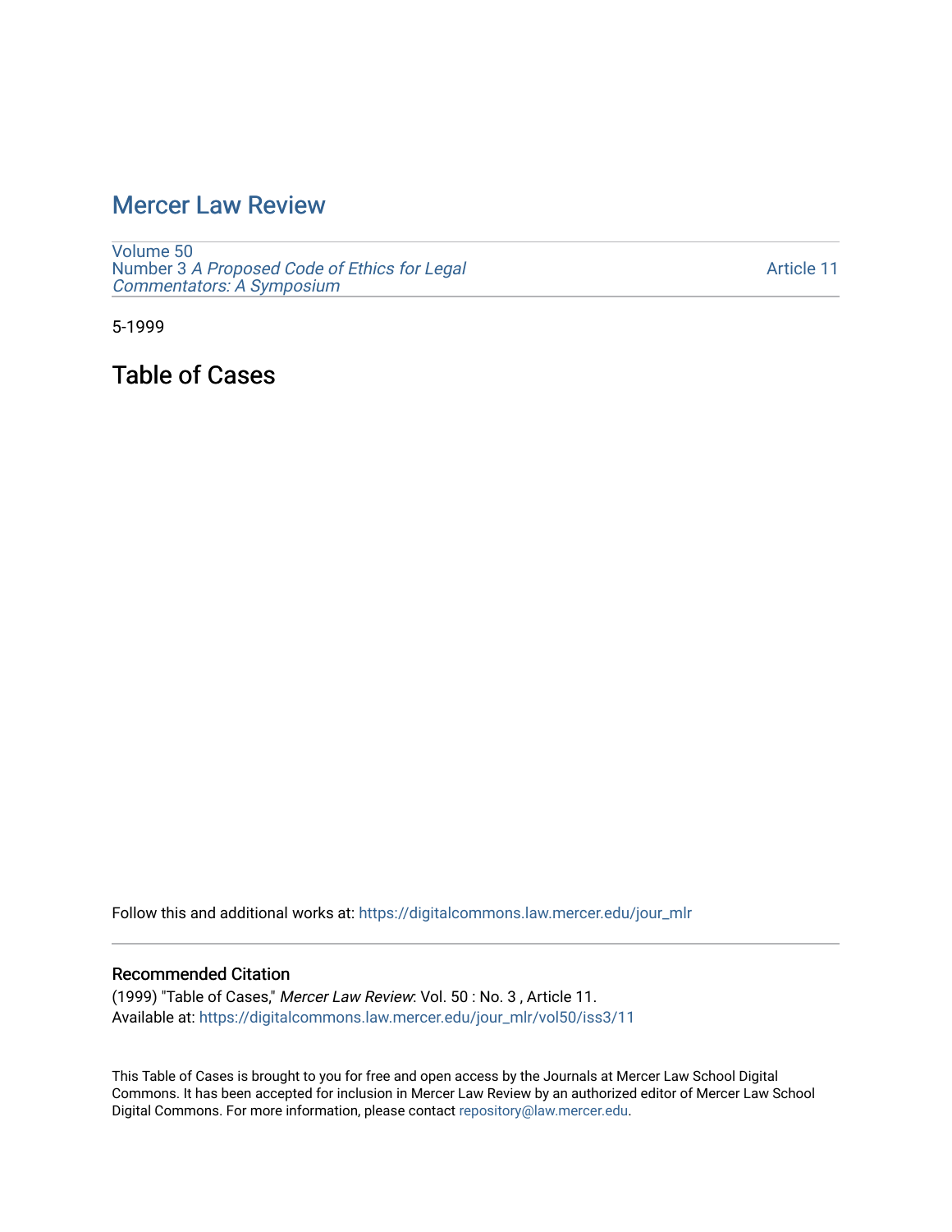# Mercer Law Review

Volume 50
Number 3 *A Proposed Code of Ethics for Legal Commentators: A Symposium*

Article 11

5-1999

## Table of Cases

Follow this and additional works at: https://digitalcommons.law.mercer.edu/jour_mlr

### Recommended Citation

(1999) "Table of Cases," *Mercer Law Review*: Vol. 50 : No. 3 , Article 11.
Available at: https://digitalcommons.law.mercer.edu/jour_mlr/vol50/iss3/11

This Table of Cases is brought to you for free and open access by the Journals at Mercer Law School Digital Commons. It has been accepted for inclusion in Mercer Law Review by an authorized editor of Mercer Law School Digital Commons. For more information, please contact repository@law.mercer.edu.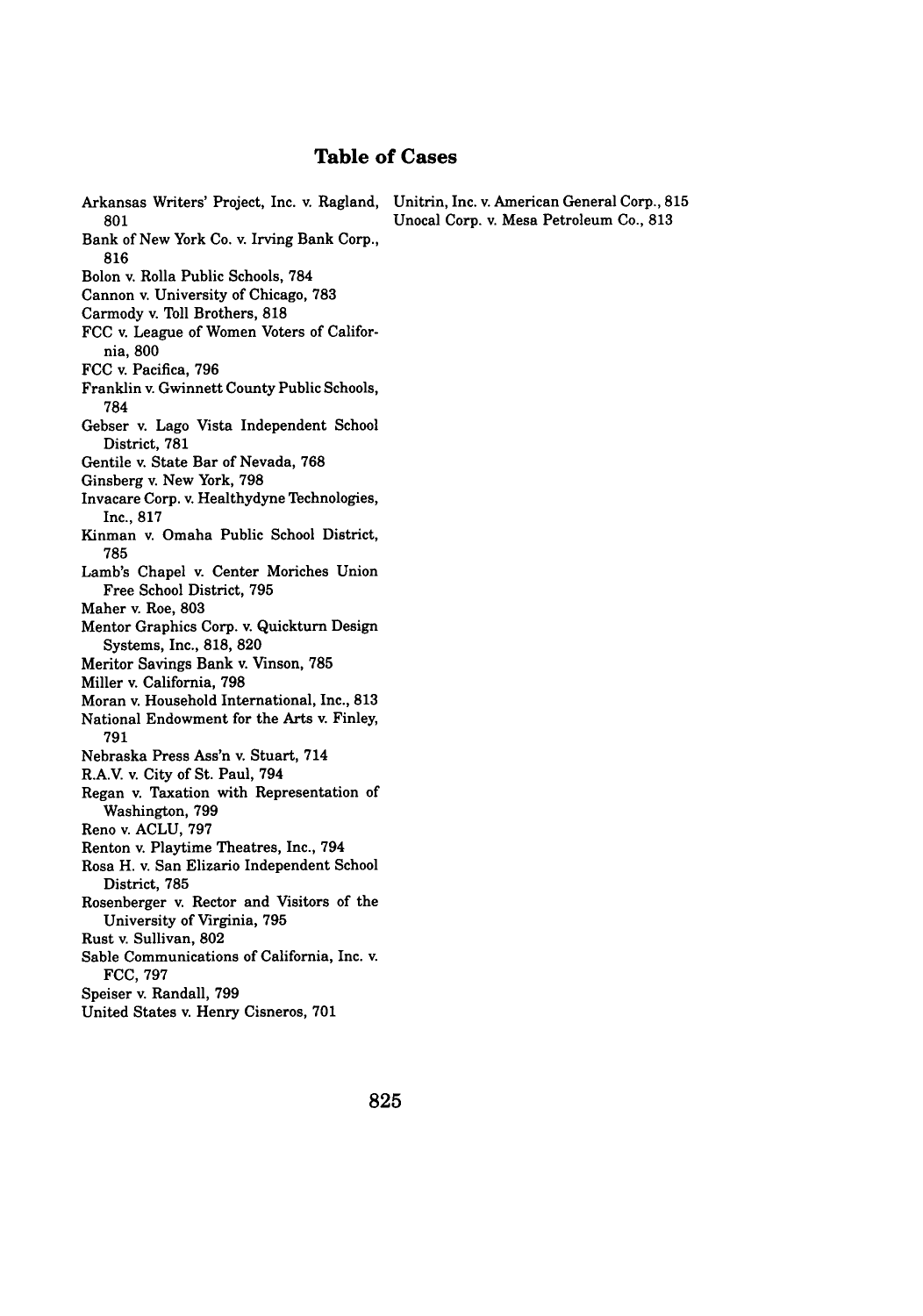## Table of Cases

Arkansas Writers' Project, Inc. v. Ragland, 801
Bank of New York Co. v. Irving Bank Corp., 816
Bolon v. Rolla Public Schools, 784
Cannon v. University of Chicago, 783
Carmody v. Toll Brothers, 818
FCC v. League of Women Voters of California, 800
FCC v. Pacifica, 796
Franklin v. Gwinnett County Public Schools, 784
Gebser v. Lago Vista Independent School District, 781
Gentile v. State Bar of Nevada, 768
Ginsberg v. New York, 798
Invacare Corp. v. Healthydyne Technologies, Inc., 817
Kinman v. Omaha Public School District, 785
Lamb's Chapel v. Center Moriches Union Free School District, 795
Maher v. Roe, 803
Mentor Graphics Corp. v. Quickturn Design Systems, Inc., 818, 820
Meritor Savings Bank v. Vinson, 785
Miller v. California, 798
Moran v. Household International, Inc., 813
National Endowment for the Arts v. Finley, 791
Nebraska Press Ass'n v. Stuart, 714
R.A.V. v. City of St. Paul, 794
Regan v. Taxation with Representation of Washington, 799
Reno v. ACLU, 797
Renton v. Playtime Theatres, Inc., 794
Rosa H. v. San Elizario Independent School District, 785
Rosenberger v. Rector and Visitors of the University of Virginia, 795
Rust v. Sullivan, 802
Sable Communications of California, Inc. v. FCC, 797
Speiser v. Randall, 799
United States v. Henry Cisneros, 701
Unitrin, Inc. v. American General Corp., 815
Unocal Corp. v. Mesa Petroleum Co., 813